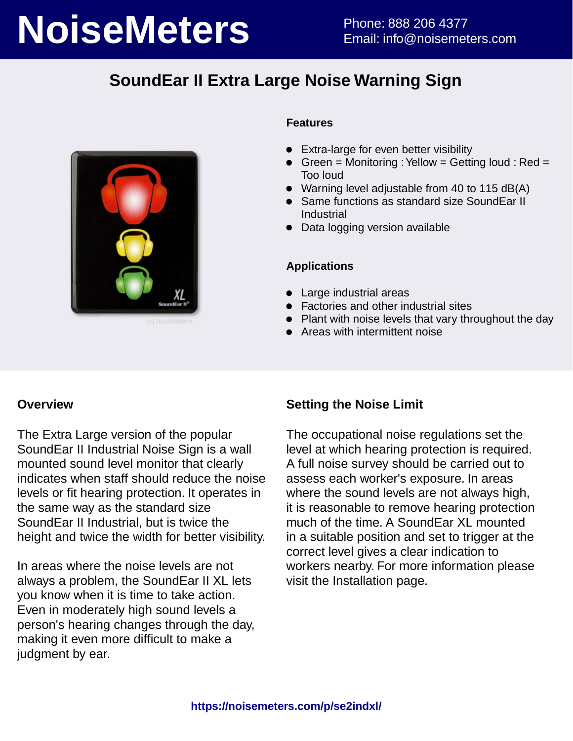# NoiseMeters

Phone: 888 206 4377
Email: info@noisemeters.com

## SoundEar II Extra Large Noise Warning Sign

(c) NoiseMeters

### Features

- Extra-large for even better visibility
- Green = Monitoring : Yellow = Getting loud : Red = Too loud
- Warning level adjustable from 40 to 115 dB(A)
- Same functions as standard size SoundEar II Industrial
- Data logging version available

### Applications

- Large industrial areas
- Factories and other industrial sites
- Plant with noise levels that vary throughout the day
- Areas with intermittent noise

### Overview

The Extra Large version of the popular SoundEar II Industrial Noise Sign is a wall mounted sound level monitor that clearly indicates when staff should reduce the noise levels or fit hearing protection. It operates in the same way as the standard size SoundEar II Industrial, but is twice the height and twice the width for better visibility.

In areas where the noise levels are not always a problem, the SoundEar II XL lets you know when it is time to take action. Even in moderately high sound levels a person's hearing changes through the day, making it even more difficult to make a judgment by ear.

### Setting the Noise Limit

The occupational noise regulations set the level at which hearing protection is required. A full noise survey should be carried out to assess each worker's exposure. In areas where the sound levels are not always high, it is reasonable to remove hearing protection much of the time. A SoundEar XL mounted in a suitable position and set to trigger at the correct level gives a clear indication to workers nearby. For more information please visit the Installation page.

https://noisemeters.com/p/se2indxl/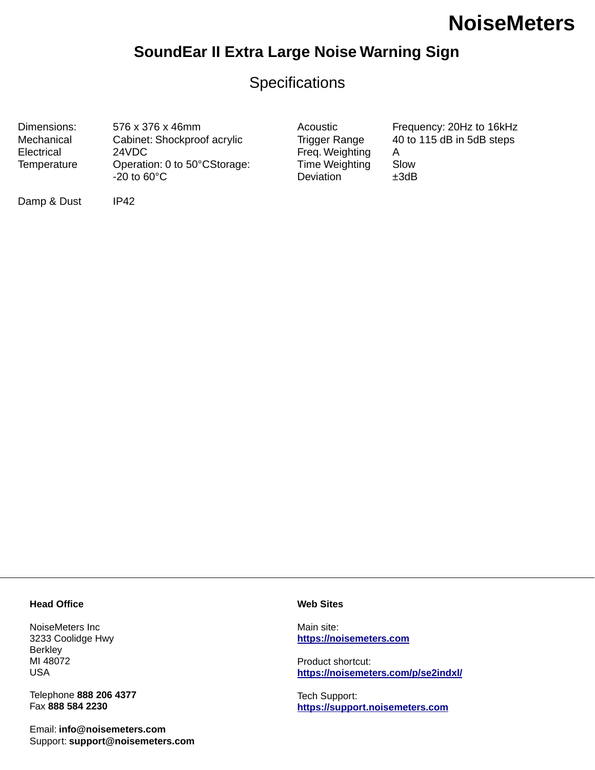# NoiseMeters

## SoundEar II Extra Large Noise Warning Sign

### Specifications

| | |
|---|---|
| Dimensions: | 576 x 376 x 46mm |
| Mechanical | Cabinet: Shockproof acrylic |
| Electrical | 24VDC |
| Temperature | Operation: 0 to 50°CStorage: -20 to 60°C |
| Damp & Dust | IP42 |

| | |
|---|---|
| Acoustic | Frequency: 20Hz to 16kHz |
| Trigger Range | 40 to 115 dB in 5dB steps |
| Freq. Weighting | A |
| Time Weighting | Slow |
| Deviation | ±3dB |

**Head Office**

NoiseMeters Inc
3233 Coolidge Hwy
Berkley
MI 48072
USA

Telephone **888 206 4377**
Fax **888 584 2230**

Email: **info@noisemeters.com**
Support: **support@noisemeters.com**

**Web Sites**

Main site:
**https://noisemeters.com**

Product shortcut:
**https://noisemeters.com/p/se2indxl/**

Tech Support:
**https://support.noisemeters.com**